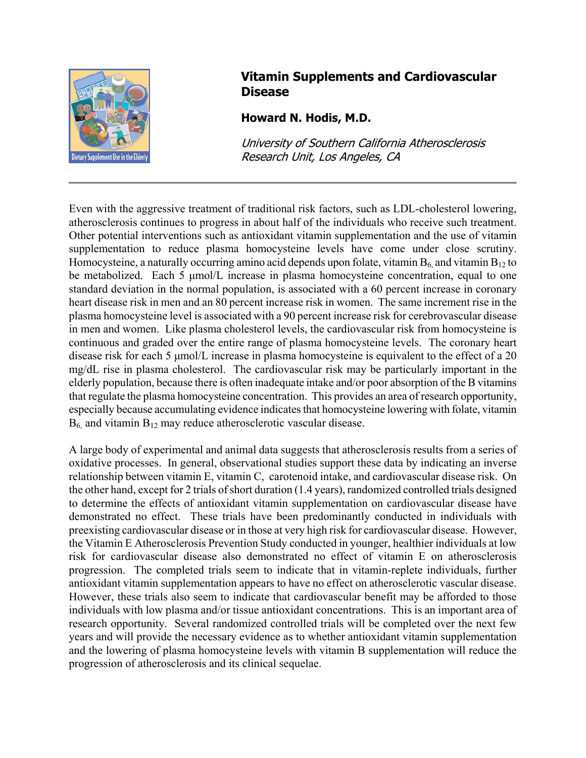# Vitamin Supplements and Cardiovascular Disease

**Howard N. Hodis, M.D.**

*University of Southern California Atherosclerosis Research Unit, Los Angeles, CA*

---

Even with the aggressive treatment of traditional risk factors, such as LDL-cholesterol lowering, atherosclerosis continues to progress in about half of the individuals who receive such treatment. Other potential interventions such as antioxidant vitamin supplementation and the use of vitamin supplementation to reduce plasma homocysteine levels have come under close scrutiny. Homocysteine, a naturally occurring amino acid depends upon folate, vitamin $B_6$, and vitamin $B_{12}$ to be metabolized. Each 5 μmol/L increase in plasma homocysteine concentration, equal to one standard deviation in the normal population, is associated with a 60 percent increase in coronary heart disease risk in men and an 80 percent increase risk in women. The same increment rise in the plasma homocysteine level is associated with a 90 percent increase risk for cerebrovascular disease in men and women. Like plasma cholesterol levels, the cardiovascular risk from homocysteine is continuous and graded over the entire range of plasma homocysteine levels. The coronary heart disease risk for each 5 μmol/L increase in plasma homocysteine is equivalent to the effect of a 20 mg/dL rise in plasma cholesterol. The cardiovascular risk may be particularly important in the elderly population, because there is often inadequate intake and/or poor absorption of the B vitamins that regulate the plasma homocysteine concentration. This provides an area of research opportunity, especially because accumulating evidence indicates that homocysteine lowering with folate, vitamin $B_6$, and vitamin $B_{12}$ may reduce atherosclerotic vascular disease.

A large body of experimental and animal data suggests that atherosclerosis results from a series of oxidative processes. In general, observational studies support these data by indicating an inverse relationship between vitamin E, vitamin C, carotenoid intake, and cardiovascular disease risk. On the other hand, except for 2 trials of short duration (1.4 years), randomized controlled trials designed to determine the effects of antioxidant vitamin supplementation on cardiovascular disease have demonstrated no effect. These trials have been predominantly conducted in individuals with preexisting cardiovascular disease or in those at very high risk for cardiovascular disease. However, the Vitamin E Atherosclerosis Prevention Study conducted in younger, healthier individuals at low risk for cardiovascular disease also demonstrated no effect of vitamin E on atherosclerosis progression. The completed trials seem to indicate that in vitamin-replete individuals, further antioxidant vitamin supplementation appears to have no effect on atherosclerotic vascular disease. However, these trials also seem to indicate that cardiovascular benefit may be afforded to those individuals with low plasma and/or tissue antioxidant concentrations. This is an important area of research opportunity. Several randomized controlled trials will be completed over the next few years and will provide the necessary evidence as to whether antioxidant vitamin supplementation and the lowering of plasma homocysteine levels with vitamin B supplementation will reduce the progression of atherosclerosis and its clinical sequelae.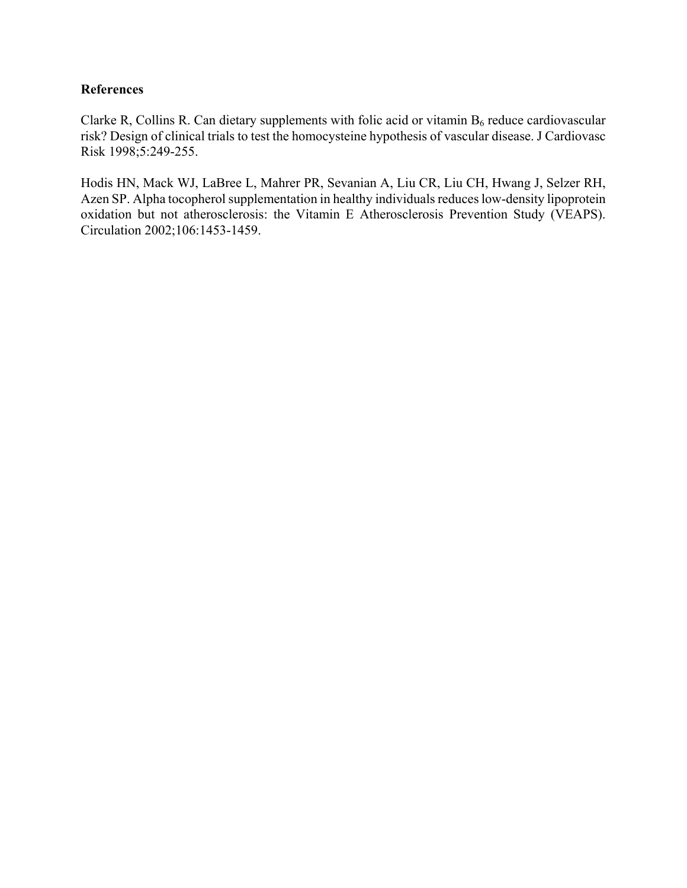**References**

Clarke R, Collins R. Can dietary supplements with folic acid or vitamin $B_6$ reduce cardiovascular risk? Design of clinical trials to test the homocysteine hypothesis of vascular disease. J Cardiovasc Risk 1998;5:249-255.

Hodis HN, Mack WJ, LaBree L, Mahrer PR, Sevanian A, Liu CR, Liu CH, Hwang J, Selzer RH, Azen SP. Alpha tocopherol supplementation in healthy individuals reduces low-density lipoprotein oxidation but not atherosclerosis: the Vitamin E Atherosclerosis Prevention Study (VEAPS). Circulation 2002;106:1453-1459.